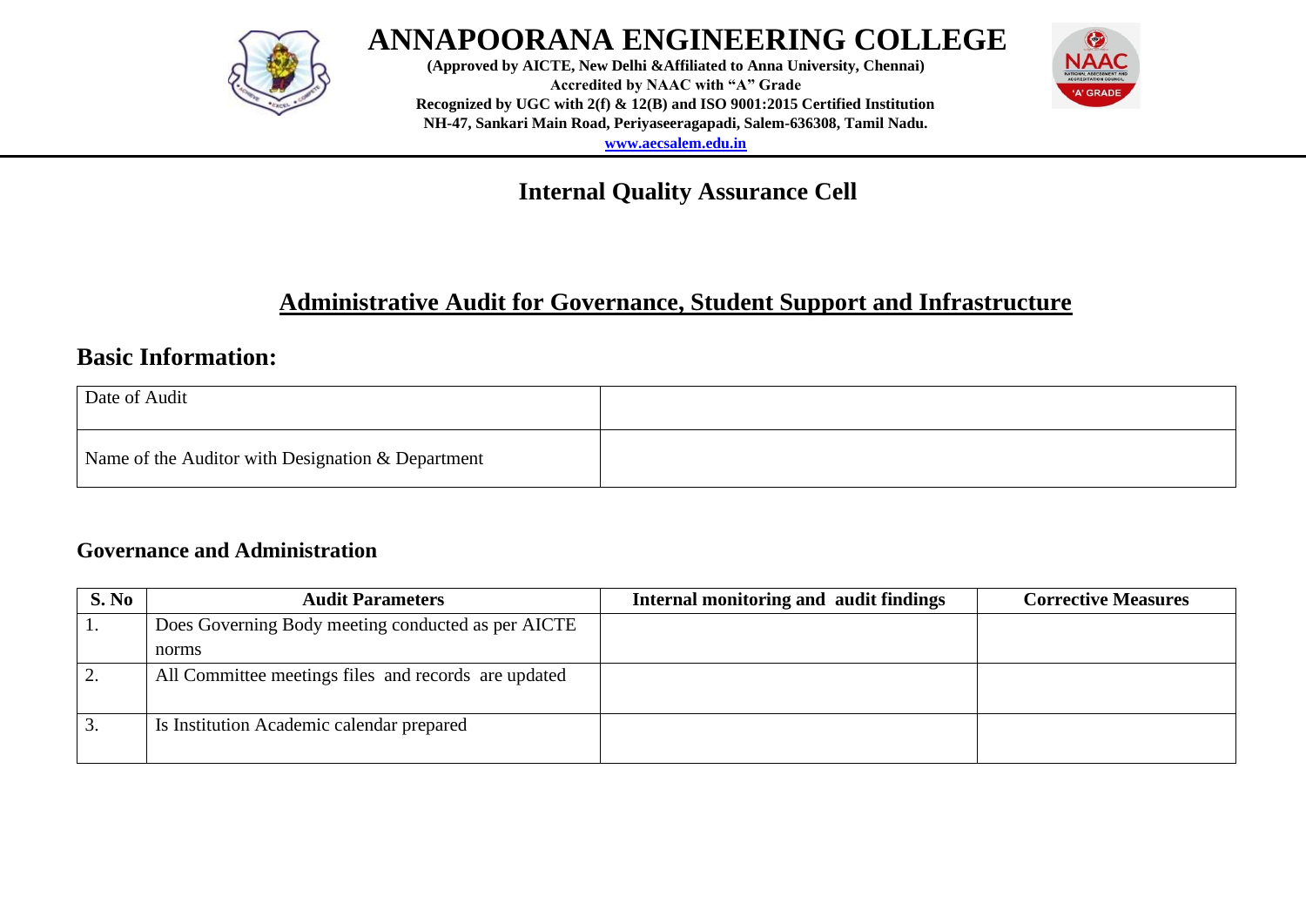# ANNAPOORANA ENGINEERING COLLEGE

**(Approved by AICTE, New Delhi &Affiliated to Anna University, Chennai)**
**Accredited by NAAC with "A" Grade**
**Recognized by UGC with 2(f) & 12(B) and ISO 9001:2015 Certified Institution**
**NH-47, Sankari Main Road, Periyaseeragapadi, Salem-636308, Tamil Nadu.**
**www.aecsalem.edu.in**

## Internal Quality Assurance Cell

## Administrative Audit for Governance, Student Support and Infrastructure

## Basic Information:

| Date of Audit | |
|---|---|
| Name of the Auditor with Designation & Department | |

### Governance and Administration

| S. No | Audit Parameters | Internal monitoring and audit findings | Corrective Measures |
|---|---|---|---|
| 1. | Does Governing Body meeting conducted as per AICTE norms | | |
| 2. | All Committee meetings files and records are updated | | |
| 3. | Is Institution Academic calendar prepared | | |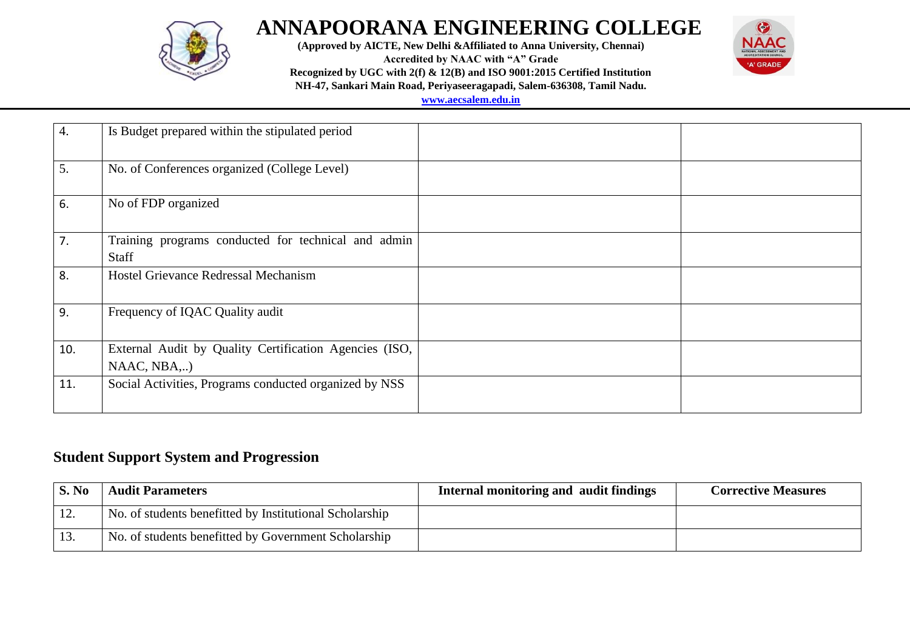# ANNAPOORANA ENGINEERING COLLEGE

**(Approved by AICTE, New Delhi &Affiliated to Anna University, Chennai)**
**Accredited by NAAC with "A" Grade**
**Recognized by UGC with 2(f) & 12(B) and ISO 9001:2015 Certified Institution**
**NH-47, Sankari Main Road, Periyaseeragapadi, Salem-636308, Tamil Nadu.**
**www.aecsalem.edu.in**

| | | | |
|---|---|---|---|
| 4. | Is Budget prepared within the stipulated period | | |
| 5. | No. of Conferences organized (College Level) | | |
| 6. | No of FDP organized | | |
| 7. | Training programs conducted for technical and admin Staff | | |
| 8. | Hostel Grievance Redressal Mechanism | | |
| 9. | Frequency of IQAC Quality audit | | |
| 10. | External Audit by Quality Certification Agencies (ISO, NAAC, NBA,..) | | |
| 11. | Social Activities, Programs conducted organized by NSS | | |

## Student Support System and Progression

| S. No | Audit Parameters | Internal monitoring and audit findings | Corrective Measures |
|---|---|---|---|
| 12. | No. of students benefitted by Institutional Scholarship | | |
| 13. | No. of students benefitted by Government Scholarship | | |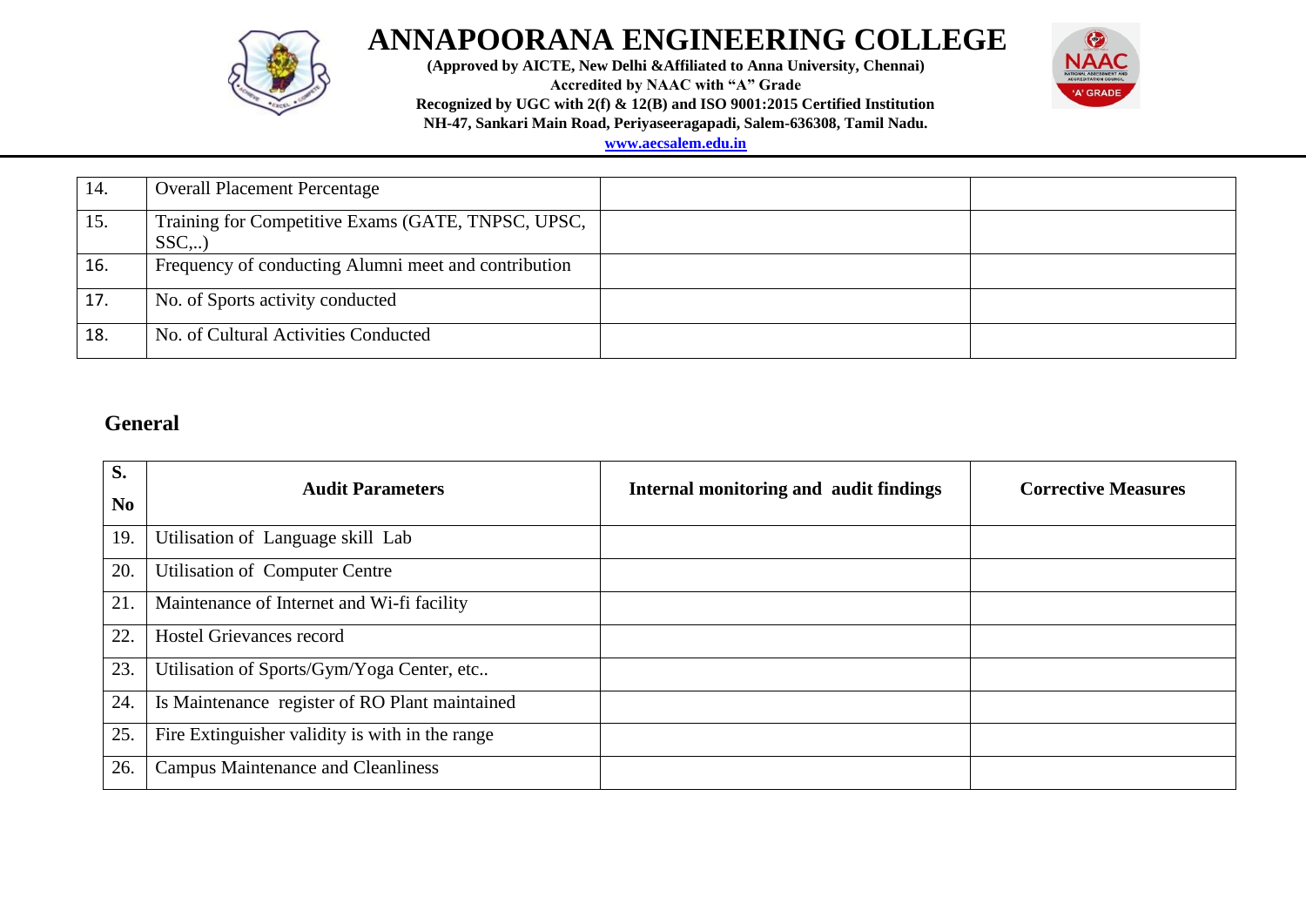# ANNAPOORANA ENGINEERING COLLEGE

**(Approved by AICTE, New Delhi &Affiliated to Anna University, Chennai)**
**Accredited by NAAC with "A" Grade**
**Recognized by UGC with 2(f) & 12(B) and ISO 9001:2015 Certified Institution**
**NH-47, Sankari Main Road, Periyaseeragapadi, Salem-636308, Tamil Nadu.**
**www.aecsalem.edu.in**

| | | | |
|---|---|---|---|
| 14. | Overall Placement Percentage | | |
| 15. | Training for Competitive Exams (GATE, TNPSC, UPSC, SSC,..) | | |
| 16. | Frequency of conducting Alumni meet and contribution | | |
| 17. | No. of Sports activity conducted | | |
| 18. | No. of Cultural Activities Conducted | | |

## General

| S. No | Audit Parameters | Internal monitoring and audit findings | Corrective Measures |
|---|---|---|---|
| 19. | Utilisation of Language skill Lab | | |
| 20. | Utilisation of Computer Centre | | |
| 21. | Maintenance of Internet and Wi-fi facility | | |
| 22. | Hostel Grievances record | | |
| 23. | Utilisation of Sports/Gym/Yoga Center, etc.. | | |
| 24. | Is Maintenance register of RO Plant maintained | | |
| 25. | Fire Extinguisher validity is with in the range | | |
| 26. | Campus Maintenance and Cleanliness | | |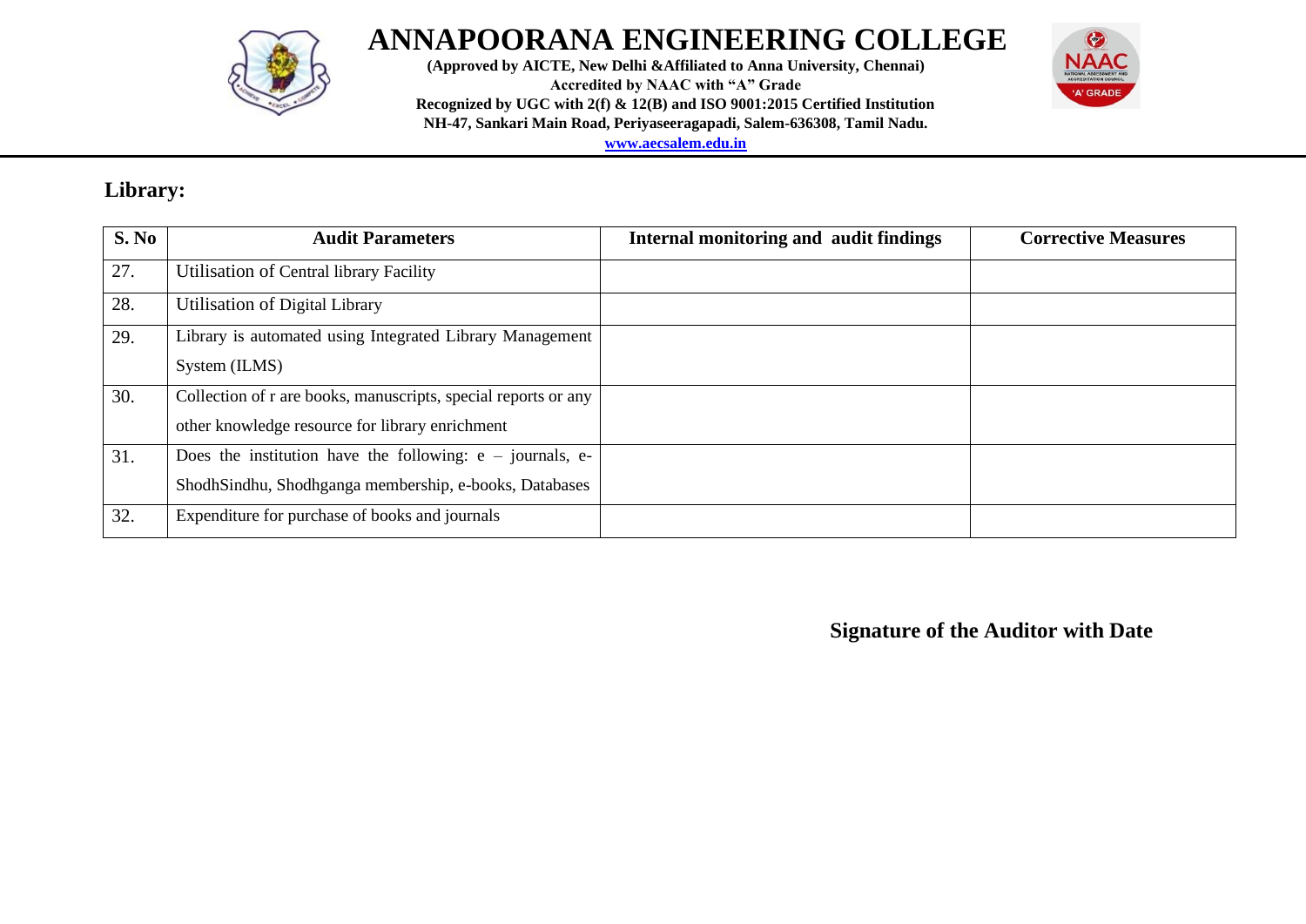# ANNAPOORANA ENGINEERING COLLEGE

**(Approved by AICTE, New Delhi &Affiliated to Anna University, Chennai)**
**Accredited by NAAC with "A" Grade**
**Recognized by UGC with 2(f) & 12(B) and ISO 9001:2015 Certified Institution**
**NH-47, Sankari Main Road, Periyaseeragapadi, Salem-636308, Tamil Nadu.**
**www.aecsalem.edu.in**

## Library:

| S. No | Audit Parameters | Internal monitoring and audit findings | Corrective Measures |
|---|---|---|---|
| 27. | Utilisation of Central library Facility | | |
| 28. | Utilisation of Digital Library | | |
| 29. | Library is automated using Integrated Library Management System (ILMS) | | |
| 30. | Collection of r are books, manuscripts, special reports or any other knowledge resource for library enrichment | | |
| 31. | Does the institution have the following: e – journals, e-ShodhSindhu, Shodhganga membership, e-books, Databases | | |
| 32. | Expenditure for purchase of books and journals | | |

**Signature of the Auditor with Date**